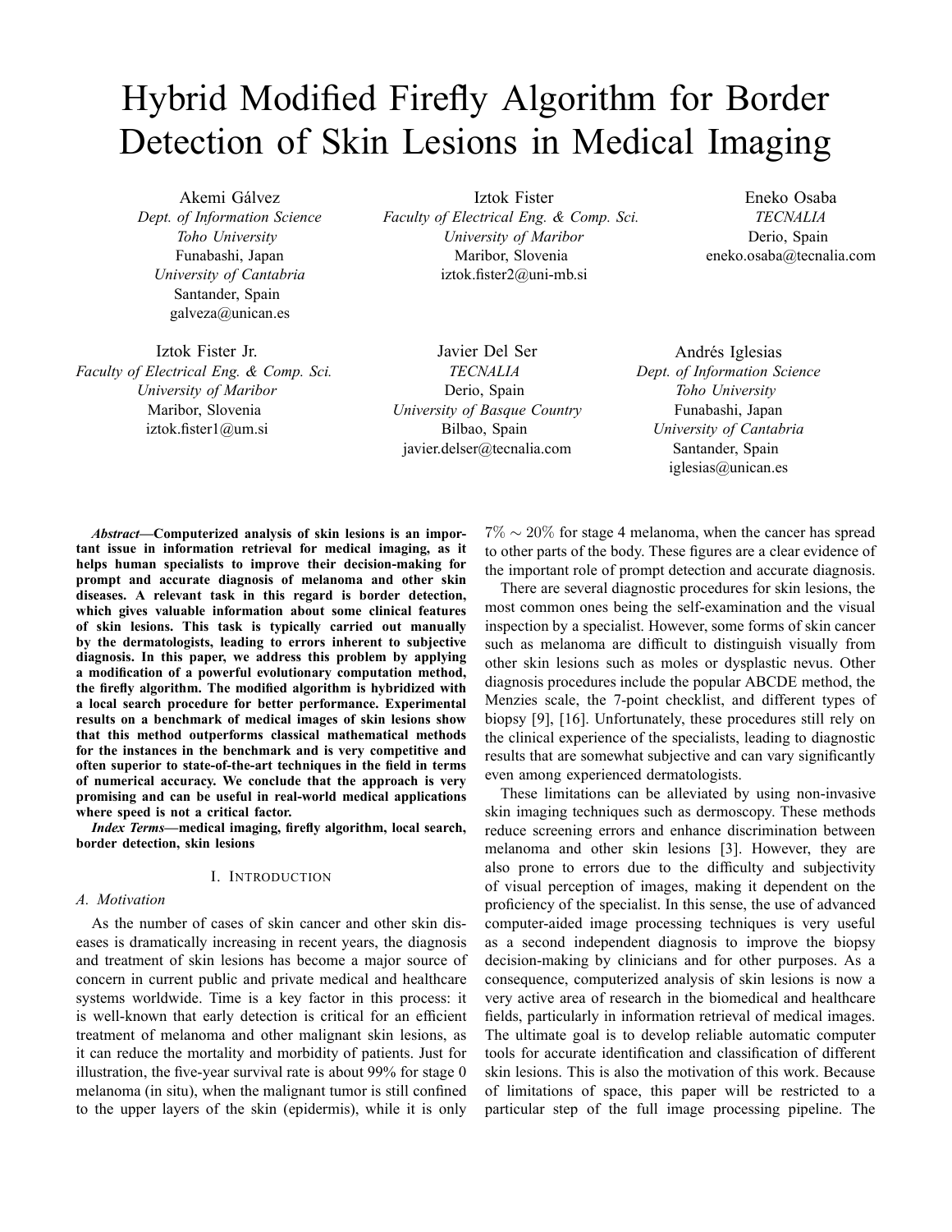# Hybrid Modified Firefly Algorithm for Border Detection of Skin Lesions in Medical Imaging

Akemi Gálvez
*Dept. of Information Science*
*Toho University*
Funabashi, Japan
*University of Cantabria*
Santander, Spain
galveza@unican.es

Iztok Fister
*Faculty of Electrical Eng. & Comp. Sci.*
*University of Maribor*
Maribor, Slovenia
iztok.fister2@uni-mb.si

Eneko Osaba
*TECNALIA*
Derio, Spain
eneko.osaba@tecnalia.com

Iztok Fister Jr.
*Faculty of Electrical Eng. & Comp. Sci.*
*University of Maribor*
Maribor, Slovenia
iztok.fister1@um.si

Javier Del Ser
*TECNALIA*
Derio, Spain
*University of Basque Country*
Bilbao, Spain
javier.delser@tecnalia.com

Andrés Iglesias
*Dept. of Information Science*
*Toho University*
Funabashi, Japan
*University of Cantabria*
Santander, Spain
iglesias@unican.es

***Abstract*—Computerized analysis of skin lesions is an important issue in information retrieval for medical imaging, as it helps human specialists to improve their decision-making for prompt and accurate diagnosis of melanoma and other skin diseases. A relevant task in this regard is border detection, which gives valuable information about some clinical features of skin lesions. This task is typically carried out manually by the dermatologists, leading to errors inherent to subjective diagnosis. In this paper, we address this problem by applying a modification of a powerful evolutionary computation method, the firefly algorithm. The modified algorithm is hybridized with a local search procedure for better performance. Experimental results on a benchmark of medical images of skin lesions show that this method outperforms classical mathematical methods for the instances in the benchmark and is very competitive and often superior to state-of-the-art techniques in the field in terms of numerical accuracy. We conclude that the approach is very promising and can be useful in real-world medical applications where speed is not a critical factor.**

***Index Terms*—medical imaging, firefly algorithm, local search, border detection, skin lesions**

## I. Introduction

### A. Motivation

As the number of cases of skin cancer and other skin diseases is dramatically increasing in recent years, the diagnosis and treatment of skin lesions has become a major source of concern in current public and private medical and healthcare systems worldwide. Time is a key factor in this process: it is well-known that early detection is critical for an efficient treatment of melanoma and other malignant skin lesions, as it can reduce the mortality and morbidity of patients. Just for illustration, the five-year survival rate is about 99% for stage 0 melanoma (in situ), when the malignant tumor is still confined to the upper layers of the skin (epidermis), while it is only $7\% \sim 20\%$ for stage 4 melanoma, when the cancer has spread to other parts of the body. These figures are a clear evidence of the important role of prompt detection and accurate diagnosis.

There are several diagnostic procedures for skin lesions, the most common ones being the self-examination and the visual inspection by a specialist. However, some forms of skin cancer such as melanoma are difficult to distinguish visually from other skin lesions such as moles or dysplastic nevus. Other diagnosis procedures include the popular ABCDE method, the Menzies scale, the 7-point checklist, and different types of biopsy [9], [16]. Unfortunately, these procedures still rely on the clinical experience of the specialists, leading to diagnostic results that are somewhat subjective and can vary significantly even among experienced dermatologists.

These limitations can be alleviated by using non-invasive skin imaging techniques such as dermoscopy. These methods reduce screening errors and enhance discrimination between melanoma and other skin lesions [3]. However, they are also prone to errors due to the difficulty and subjectivity of visual perception of images, making it dependent on the proficiency of the specialist. In this sense, the use of advanced computer-aided image processing techniques is very useful as a second independent diagnosis to improve the biopsy decision-making by clinicians and for other purposes. As a consequence, computerized analysis of skin lesions is now a very active area of research in the biomedical and healthcare fields, particularly in information retrieval of medical images. The ultimate goal is to develop reliable automatic computer tools for accurate identification and classification of different skin lesions. This is also the motivation of this work. Because of limitations of space, this paper will be restricted to a particular step of the full image processing pipeline. The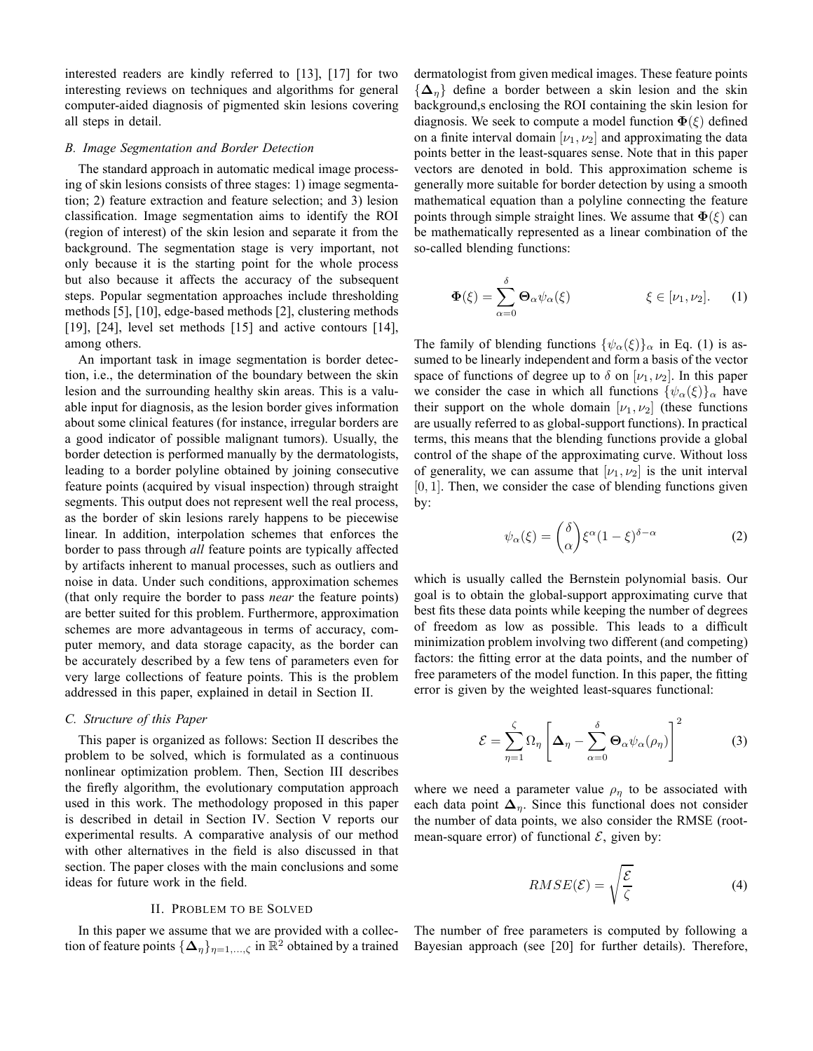interested readers are kindly referred to [13], [17] for two interesting reviews on techniques and algorithms for general computer-aided diagnosis of pigmented skin lesions covering all steps in detail.

### B. Image Segmentation and Border Detection

The standard approach in automatic medical image processing of skin lesions consists of three stages: 1) image segmentation; 2) feature extraction and feature selection; and 3) lesion classification. Image segmentation aims to identify the ROI (region of interest) of the skin lesion and separate it from the background. The segmentation stage is very important, not only because it is the starting point for the whole process but also because it affects the accuracy of the subsequent steps. Popular segmentation approaches include thresholding methods [5], [10], edge-based methods [2], clustering methods [19], [24], level set methods [15] and active contours [14], among others.

An important task in image segmentation is border detection, i.e., the determination of the boundary between the skin lesion and the surrounding healthy skin areas. This is a valuable input for diagnosis, as the lesion border gives information about some clinical features (for instance, irregular borders are a good indicator of possible malignant tumors). Usually, the border detection is performed manually by the dermatologists, leading to a border polyline obtained by joining consecutive feature points (acquired by visual inspection) through straight segments. This output does not represent well the real process, as the border of skin lesions rarely happens to be piecewise linear. In addition, interpolation schemes that enforces the border to pass through *all* feature points are typically affected by artifacts inherent to manual processes, such as outliers and noise in data. Under such conditions, approximation schemes (that only require the border to pass *near* the feature points) are better suited for this problem. Furthermore, approximation schemes are more advantageous in terms of accuracy, computer memory, and data storage capacity, as the border can be accurately described by a few tens of parameters even for very large collections of feature points. This is the problem addressed in this paper, explained in detail in Section II.

### C. Structure of this Paper

This paper is organized as follows: Section II describes the problem to be solved, which is formulated as a continuous nonlinear optimization problem. Then, Section III describes the firefly algorithm, the evolutionary computation approach used in this work. The methodology proposed in this paper is described in detail in Section IV. Section V reports our experimental results. A comparative analysis of our method with other alternatives in the field is also discussed in that section. The paper closes with the main conclusions and some ideas for future work in the field.

## II. Problem to be Solved

In this paper we assume that we are provided with a collection of feature points $\{\mathbf{\Delta}_\eta\}_{\eta=1,\dots,\zeta}$ in $\mathbb{R}^2$ obtained by a trained dermatologist from given medical images. These feature points $\{\mathbf{\Delta}_\eta\}$ define a border between a skin lesion and the skin background,s enclosing the ROI containing the skin lesion for diagnosis. We seek to compute a model function $\mathbf{\Phi}(\xi)$ defined on a finite interval domain $[\nu_1, \nu_2]$ and approximating the data points better in the least-squares sense. Note that in this paper vectors are denoted in bold. This approximation scheme is generally more suitable for border detection by using a smooth mathematical equation than a polyline connecting the feature points through simple straight lines. We assume that $\mathbf{\Phi}(\xi)$ can be mathematically represented as a linear combination of the so-called blending functions:

$$\mathbf{\Phi}(\xi) = \sum_{\alpha=0}^{\delta} \mathbf{\Theta}_\alpha \psi_\alpha(\xi) \qquad\qquad \xi \in [\nu_1, \nu_2]. \tag{1}$$

The family of blending functions $\{\psi_\alpha(\xi)\}_\alpha$ in Eq. (1) is assumed to be linearly independent and form a basis of the vector space of functions of degree up to $\delta$ on $[\nu_1, \nu_2]$. In this paper we consider the case in which all functions $\{\psi_\alpha(\xi)\}_\alpha$ have their support on the whole domain $[\nu_1, \nu_2]$ (these functions are usually referred to as global-support functions). In practical terms, this means that the blending functions provide a global control of the shape of the approximating curve. Without loss of generality, we can assume that $[\nu_1, \nu_2]$ is the unit interval $[0, 1]$. Then, we consider the case of blending functions given by:

$$\psi_\alpha(\xi) = \binom{\delta}{\alpha} \xi^\alpha (1-\xi)^{\delta-\alpha} \tag{2}$$

which is usually called the Bernstein polynomial basis. Our goal is to obtain the global-support approximating curve that best fits these data points while keeping the number of degrees of freedom as low as possible. This leads to a difficult minimization problem involving two different (and competing) factors: the fitting error at the data points, and the number of free parameters of the model function. In this paper, the fitting error is given by the weighted least-squares functional:

$$\mathcal{E} = \sum_{\eta=1}^{\zeta} \Omega_\eta \left[ \mathbf{\Delta}_\eta - \sum_{\alpha=0}^{\delta} \mathbf{\Theta}_\alpha \psi_\alpha(\rho_\eta) \right]^2 \tag{3}$$

where we need a parameter value $\rho_\eta$ to be associated with each data point $\mathbf{\Delta}_\eta$. Since this functional does not consider the number of data points, we also consider the RMSE (root-mean-square error) of functional $\mathcal{E}$, given by:

$$RMSE(\mathcal{E}) = \sqrt{\frac{\mathcal{E}}{\zeta}} \tag{4}$$

The number of free parameters is computed by following a Bayesian approach (see [20] for further details). Therefore,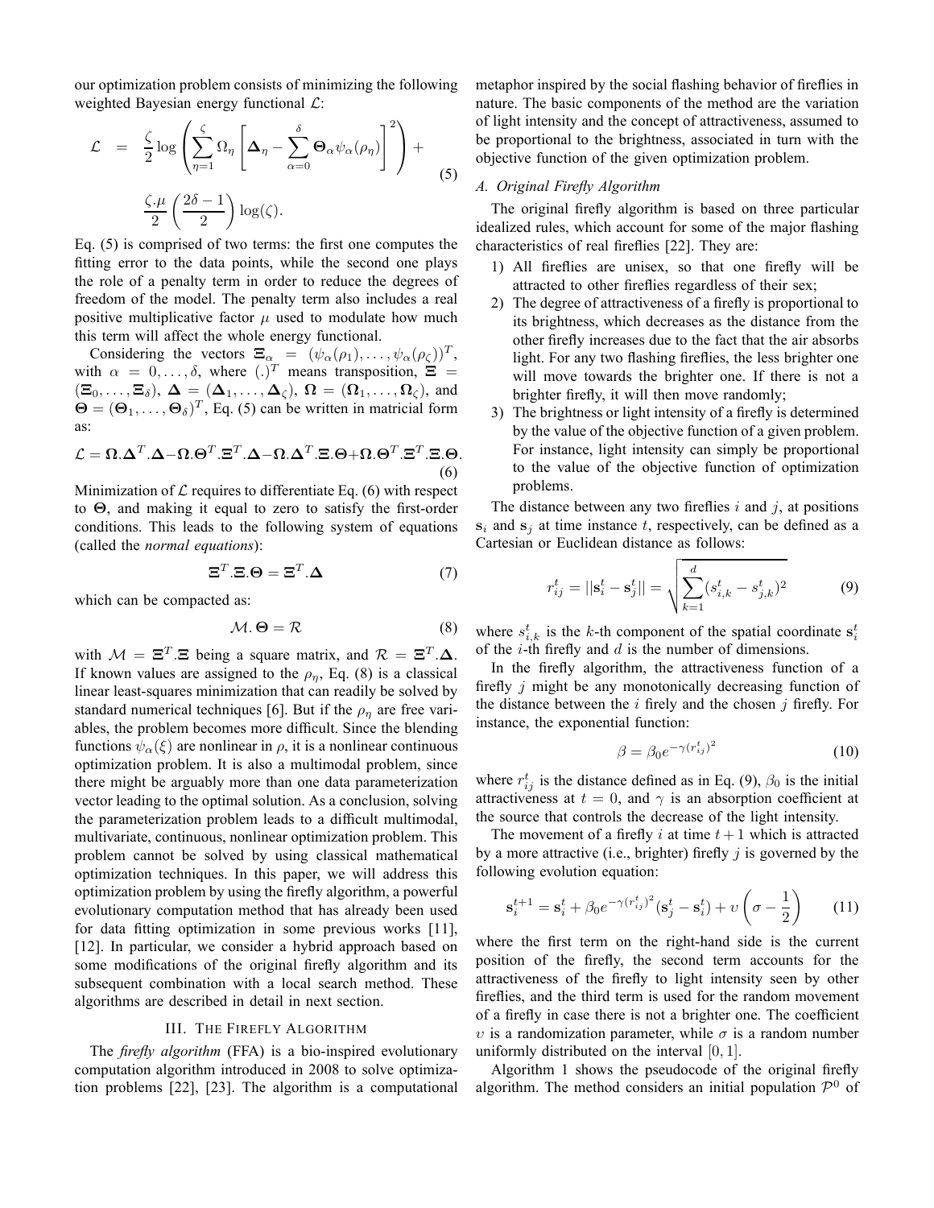our optimization problem consists of minimizing the following weighted Bayesian energy functional $\mathcal{L}$:

$$\mathcal{L} = \frac{\zeta}{2} \log \left( \sum_{\eta=1}^{\zeta} \Omega_\eta \left[ \mathbf{\Delta}_\eta - \sum_{\alpha=0}^{\delta} \mathbf{\Theta}_\alpha \psi_\alpha(\rho_\eta) \right]^2 \right) + \frac{\zeta.\mu}{2} \left( \frac{2\delta - 1}{2} \right) \log(\zeta). \tag{5}$$

Eq. (5) is comprised of two terms: the first one computes the fitting error to the data points, while the second one plays the role of a penalty term in order to reduce the degrees of freedom of the model. The penalty term also includes a real positive multiplicative factor $\mu$ used to modulate how much this term will affect the whole energy functional.

Considering the vectors $\mathbf{\Xi}_\alpha = (\psi_\alpha(\rho_1), \ldots, \psi_\alpha(\rho_\zeta))^T$, with $\alpha = 0, \ldots, \delta$, where $(.)^T$ means transposition, $\mathbf{\Xi} = (\mathbf{\Xi}_0, \ldots, \mathbf{\Xi}_\delta)$, $\mathbf{\Delta} = (\mathbf{\Delta}_1, \ldots, \mathbf{\Delta}_\zeta)$, $\mathbf{\Omega} = (\mathbf{\Omega}_1, \ldots, \mathbf{\Omega}_\zeta)$, and $\mathbf{\Theta} = (\mathbf{\Theta}_1, \ldots, \mathbf{\Theta}_\delta)^T$, Eq. (5) can be written in matricial form as:

$$\mathcal{L} = \mathbf{\Omega}.\mathbf{\Delta}^T.\mathbf{\Delta} - \mathbf{\Omega}.\mathbf{\Theta}^T.\mathbf{\Xi}^T.\mathbf{\Delta} - \mathbf{\Omega}.\mathbf{\Delta}^T.\mathbf{\Xi}.\mathbf{\Theta} + \mathbf{\Omega}.\mathbf{\Theta}^T.\mathbf{\Xi}^T.\mathbf{\Xi}.\mathbf{\Theta}. \tag{6}$$

Minimization of $\mathcal{L}$ requires to differentiate Eq. (6) with respect to $\mathbf{\Theta}$, and making it equal to zero to satisfy the first-order conditions. This leads to the following system of equations (called the *normal equations*):

$$\mathbf{\Xi}^T.\mathbf{\Xi}.\mathbf{\Theta} = \mathbf{\Xi}^T.\mathbf{\Delta} \tag{7}$$

which can be compacted as:

$$\mathcal{M}.\mathbf{\Theta} = \mathcal{R} \tag{8}$$

with $\mathcal{M} = \mathbf{\Xi}^T.\mathbf{\Xi}$ being a square matrix, and $\mathcal{R} = \mathbf{\Xi}^T.\mathbf{\Delta}$. If known values are assigned to the $\rho_\eta$, Eq. (8) is a classical linear least-squares minimization that can readily be solved by standard numerical techniques [6]. But if the $\rho_\eta$ are free variables, the problem becomes more difficult. Since the blending functions $\psi_\alpha(\xi)$ are nonlinear in $\rho$, it is a nonlinear continuous optimization problem. It is also a multimodal problem, since there might be arguably more than one data parameterization vector leading to the optimal solution. As a conclusion, solving the parameterization problem leads to a difficult multimodal, multivariate, continuous, nonlinear optimization problem. This problem cannot be solved by using classical mathematical optimization techniques. In this paper, we will address this optimization problem by using the firefly algorithm, a powerful evolutionary computation method that has already been used for data fitting optimization in some previous works [11], [12]. In particular, we consider a hybrid approach based on some modifications of the original firefly algorithm and its subsequent combination with a local search method. These algorithms are described in detail in next section.

## III. The Firefly Algorithm

The *firefly algorithm* (FFA) is a bio-inspired evolutionary computation algorithm introduced in 2008 to solve optimization problems [22], [23]. The algorithm is a computational metaphor inspired by the social flashing behavior of fireflies in nature. The basic components of the method are the variation of light intensity and the concept of attractiveness, assumed to be proportional to the brightness, associated in turn with the objective function of the given optimization problem.

### A. Original Firefly Algorithm

The original firefly algorithm is based on three particular idealized rules, which account for some of the major flashing characteristics of real fireflies [22]. They are:

1) All fireflies are unisex, so that one firefly will be attracted to other fireflies regardless of their sex;
2) The degree of attractiveness of a firefly is proportional to its brightness, which decreases as the distance from the other firefly increases due to the fact that the air absorbs light. For any two flashing fireflies, the less brighter one will move towards the brighter one. If there is not a brighter firefly, it will then move randomly;
3) The brightness or light intensity of a firefly is determined by the value of the objective function of a given problem. For instance, light intensity can simply be proportional to the value of the objective function of optimization problems.

The distance between any two fireflies $i$ and $j$, at positions $\mathbf{s}_i$ and $\mathbf{s}_j$ at time instance $t$, respectively, can be defined as a Cartesian or Euclidean distance as follows:

$$r_{ij}^t = ||\mathbf{s}_i^t - \mathbf{s}_j^t|| = \sqrt{\sum_{k=1}^{d} (s_{i,k}^t - s_{j,k}^t)^2} \tag{9}$$

where $s_{i,k}^t$ is the $k$-th component of the spatial coordinate $\mathbf{s}_i^t$ of the $i$-th firefly and $d$ is the number of dimensions.

In the firefly algorithm, the attractiveness function of a firefly $j$ might be any monotonically decreasing function of the distance between the $i$ firely and the chosen $j$ firefly. For instance, the exponential function:

$$\beta = \beta_0 e^{-\gamma (r_{ij}^t)^2} \tag{10}$$

where $r_{ij}^t$ is the distance defined as in Eq. (9), $\beta_0$ is the initial attractiveness at $t = 0$, and $\gamma$ is an absorption coefficient at the source that controls the decrease of the light intensity.

The movement of a firefly $i$ at time $t+1$ which is attracted by a more attractive (i.e., brighter) firefly $j$ is governed by the following evolution equation:

$$\mathbf{s}_i^{t+1} = \mathbf{s}_i^t + \beta_0 e^{-\gamma (r_{ij}^t)^2} (\mathbf{s}_j^t - \mathbf{s}_i^t) + \upsilon \left( \sigma - \frac{1}{2} \right) \tag{11}$$

where the first term on the right-hand side is the current position of the firefly, the second term accounts for the attractiveness of the firefly to light intensity seen by other fireflies, and the third term is used for the random movement of a firefly in case there is not a brighter one. The coefficient $\upsilon$ is a randomization parameter, while $\sigma$ is a random number uniformly distributed on the interval $[0, 1]$.

Algorithm 1 shows the pseudocode of the original firefly algorithm. The method considers an initial population $\mathcal{P}^0$ of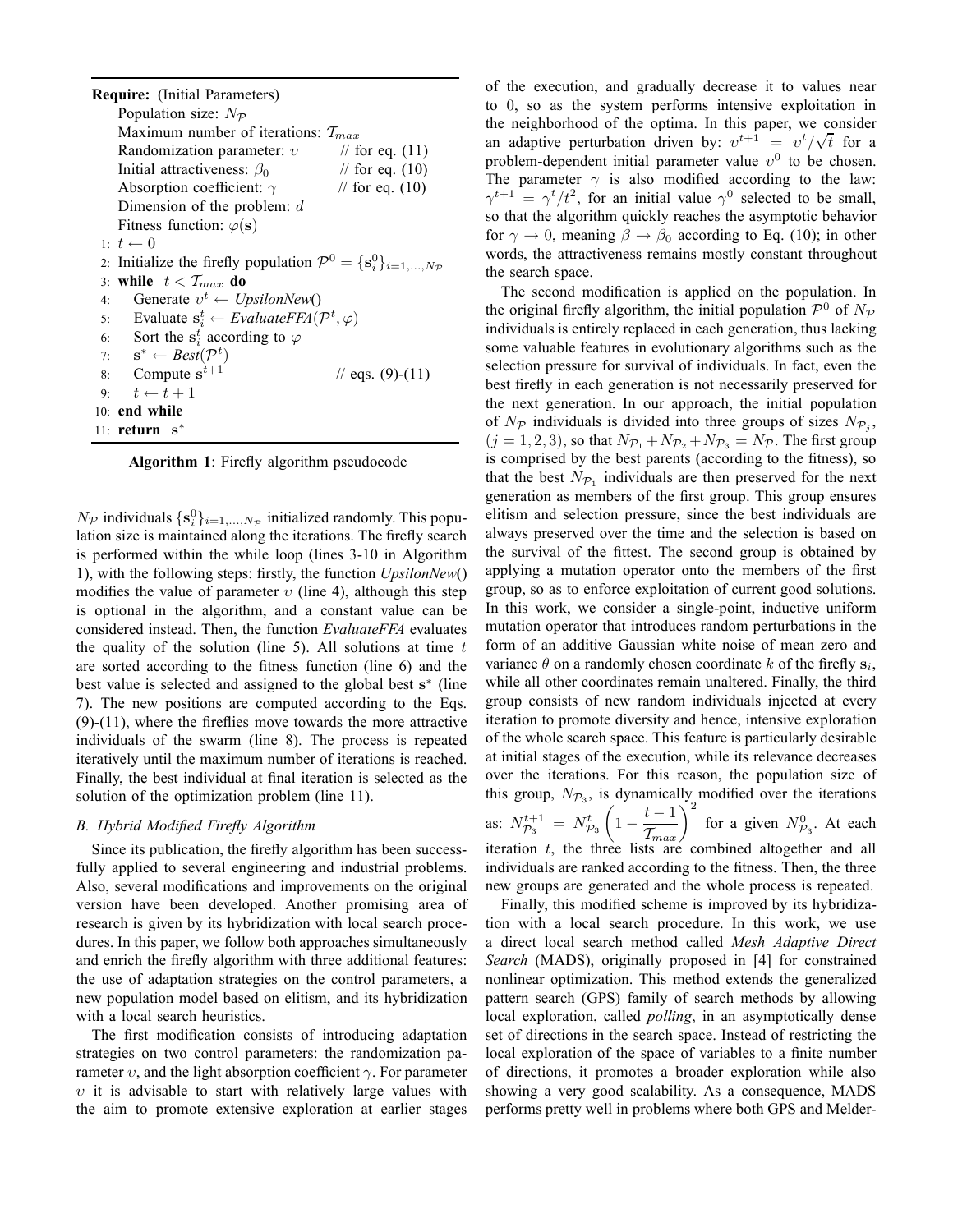**Require:** (Initial Parameters)
Population size: $N_{\mathcal{P}}$
Maximum number of iterations: $\mathcal{T}_{max}$
Randomization parameter: $\upsilon$ // for eq. (11)
Initial attractiveness: $\beta_0$ // for eq. (10)
Absorption coefficient: $\gamma$ // for eq. (10)
Dimension of the problem: $d$
Fitness function: $\varphi(\mathbf{s})$

```
1:  t ← 0
2:  Initialize the firefly population P^0 = {s_i^0}_{i=1,...,N_P}
3:  while t < T_max do
4:      Generate υ^t ← UpsilonNew()
5:      Evaluate s_i^t ← EvaluateFFA(P^t, φ)
6:      Sort the s_i^t according to φ
7:      s* ← Best(P^t)
8:      Compute s^{t+1}                        // eqs. (9)-(11)
9:      t ← t + 1
10: end while
11: return s*
```

**Algorithm 1**: Firefly algorithm pseudocode

$N_{\mathcal{P}}$ individuals $\{\mathbf{s}_i^0\}_{i=1,\dots,N_{\mathcal{P}}}$ initialized randomly. This population size is maintained along the iterations. The firefly search is performed within the while loop (lines 3-10 in Algorithm 1), with the following steps: firstly, the function *UpsilonNew*() modifies the value of parameter $\upsilon$ (line 4), although this step is optional in the algorithm, and a constant value can be considered instead. Then, the function *EvaluateFFA* evaluates the quality of the solution (line 5). All solutions at time $t$ are sorted according to the fitness function (line 6) and the best value is selected and assigned to the global best $\mathbf{s}^*$ (line 7). The new positions are computed according to the Eqs. (9)-(11), where the fireflies move towards the more attractive individuals of the swarm (line 8). The process is repeated iteratively until the maximum number of iterations is reached. Finally, the best individual at final iteration is selected as the solution of the optimization problem (line 11).

### B. Hybrid Modified Firefly Algorithm

Since its publication, the firefly algorithm has been successfully applied to several engineering and industrial problems. Also, several modifications and improvements on the original version have been developed. Another promising area of research is given by its hybridization with local search procedures. In this paper, we follow both approaches simultaneously and enrich the firefly algorithm with three additional features: the use of adaptation strategies on the control parameters, a new population model based on elitism, and its hybridization with a local search heuristics.

The first modification consists of introducing adaptation strategies on two control parameters: the randomization parameter $\upsilon$, and the light absorption coefficient $\gamma$. For parameter $\upsilon$ it is advisable to start with relatively large values with the aim to promote extensive exploration at earlier stages of the execution, and gradually decrease it to values near to 0, so as the system performs intensive exploitation in the neighborhood of the optima. In this paper, we consider an adaptive perturbation driven by: $\upsilon^{t+1} = \upsilon^t/\sqrt{t}$ for a problem-dependent initial parameter value $\upsilon^0$ to be chosen. The parameter $\gamma$ is also modified according to the law: $\gamma^{t+1} = \gamma^t/t^2$, for an initial value $\gamma^0$ selected to be small, so that the algorithm quickly reaches the asymptotic behavior for $\gamma \to 0$, meaning $\beta \to \beta_0$ according to Eq. (10); in other words, the attractiveness remains mostly constant throughout the search space.

The second modification is applied on the population. In the original firefly algorithm, the initial population $\mathcal{P}^0$ of $N_{\mathcal{P}}$ individuals is entirely replaced in each generation, thus lacking some valuable features in evolutionary algorithms such as the selection pressure for survival of individuals. In fact, even the best firefly in each generation is not necessarily preserved for the next generation. In our approach, the initial population of $N_{\mathcal{P}}$ individuals is divided into three groups of sizes $N_{\mathcal{P}_j}$, $(j = 1, 2, 3)$, so that $N_{\mathcal{P}_1} + N_{\mathcal{P}_2} + N_{\mathcal{P}_3} = N_{\mathcal{P}}$. The first group is comprised by the best parents (according to the fitness), so that the best $N_{\mathcal{P}_1}$ individuals are then preserved for the next generation as members of the first group. This group ensures elitism and selection pressure, since the best individuals are always preserved over the time and the selection is based on the survival of the fittest. The second group is obtained by applying a mutation operator onto the members of the first group, so as to enforce exploitation of current good solutions. In this work, we consider a single-point, inductive uniform mutation operator that introduces random perturbations in the form of an additive Gaussian white noise of mean zero and variance $\theta$ on a randomly chosen coordinate $k$ of the firefly $\mathbf{s}_i$, while all other coordinates remain unaltered. Finally, the third group consists of new random individuals injected at every iteration to promote diversity and hence, intensive exploration of the whole search space. This feature is particularly desirable at initial stages of the execution, while its relevance decreases over the iterations. For this reason, the population size of this group, $N_{\mathcal{P}_3}$, is dynamically modified over the iterations as: $N_{\mathcal{P}_3}^{t+1} = N_{\mathcal{P}_3}^t \left(1 - \dfrac{t-1}{\mathcal{T}_{max}}\right)^2$ for a given $N_{\mathcal{P}_3}^0$. At each iteration $t$, the three lists are combined altogether and all individuals are ranked according to the fitness. Then, the three new groups are generated and the whole process is repeated.

Finally, this modified scheme is improved by its hybridization with a local search procedure. In this work, we use a direct local search method called *Mesh Adaptive Direct Search* (MADS), originally proposed in [4] for constrained nonlinear optimization. This method extends the generalized pattern search (GPS) family of search methods by allowing local exploration, called *polling*, in an asymptotically dense set of directions in the search space. Instead of restricting the local exploration of the space of variables to a finite number of directions, it promotes a broader exploration while also showing a very good scalability. As a consequence, MADS performs pretty well in problems where both GPS and Melder-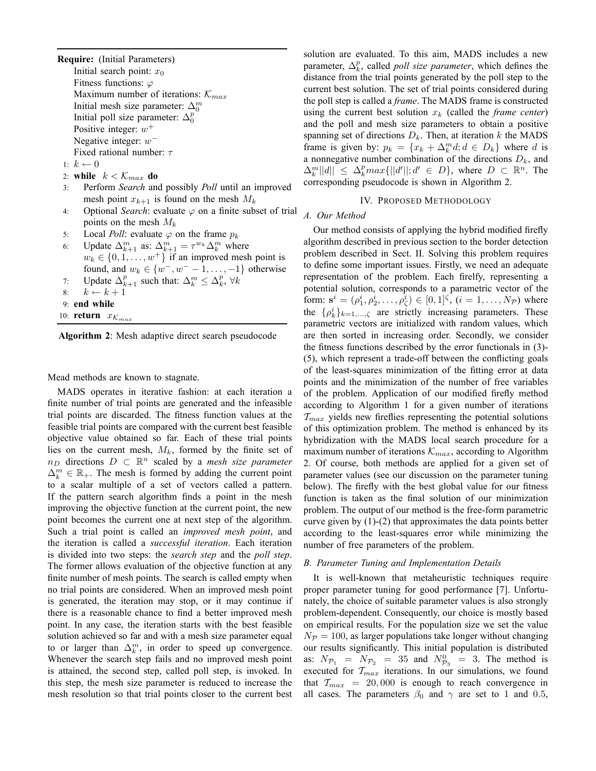**Require:** (Initial Parameters)

Initial search point: $x_0$

Fitness functions: $\varphi$

Maximum number of iterations: $\mathcal{K}_{max}$

Initial mesh size parameter: $\Delta_0^m$

Initial poll size parameter: $\Delta_0^p$

Positive integer: $w^+$

Negative integer: $w^-$

Fixed rational number: $\tau$

1: $k \leftarrow 0$

2: **while** $k < \mathcal{K}_{max}$ **do**

3: Perform *Search* and possibly *Poll* until an improved mesh point $x_{k+1}$ is found on the mesh $M_k$

4: Optional *Search*: evaluate $\varphi$ on a finite subset of trial points on the mesh $M_k$

5: Local *Poll*: evaluate $\varphi$ on the frame $p_k$

6: Update $\Delta_{k+1}^m$ as: $\Delta_{k+1}^m = \tau^{w_k} \Delta_k^m$ where $w_k \in \{0, 1, \ldots, w^+\}$ if an improved mesh point is found, and $w_k \in \{w^-, w^- - 1, \ldots, -1\}$ otherwise

7: Update $\Delta_{k+1}^p$ such that: $\Delta_k^m \leq \Delta_k^p$, $\forall k$

8: $k \leftarrow k + 1$

9: **end while**

10: **return** $x_{\mathcal{K}_{max}}$

**Algorithm 2**: Mesh adaptive direct search pseudocode

Mead methods are known to stagnate.

MADS operates in iterative fashion: at each iteration a finite number of trial points are generated and the infeasible trial points are discarded. The fitness function values at the feasible trial points are compared with the current best feasible objective value obtained so far. Each of these trial points lies on the current mesh, $M_k$, formed by the finite set of $n_D$ directions $D \subset \mathbb{R}^n$ scaled by a *mesh size parameter* $\Delta_k^m \in \mathbb{R}_+$. The mesh is formed by adding the current point to a scalar multiple of a set of vectors called a pattern. If the pattern search algorithm finds a point in the mesh improving the objective function at the current point, the new point becomes the current one at next step of the algorithm. Such a trial point is called an *improved mesh point*, and the iteration is called a *successful iteration*. Each iteration is divided into two steps: the *search step* and the *poll step*. The former allows evaluation of the objective function at any finite number of mesh points. The search is called empty when no trial points are considered. When an improved mesh point is generated, the iteration may stop, or it may continue if there is a reasonable chance to find a better improved mesh point. In any case, the iteration starts with the best feasible solution achieved so far and with a mesh size parameter equal to or larger than $\Delta_k^m$, in order to speed up convergence. Whenever the search step fails and no improved mesh point is attained, the second step, called poll step, is invoked. In this step, the mesh size parameter is reduced to increase the mesh resolution so that trial points closer to the current best solution are evaluated. To this aim, MADS includes a new parameter, $\Delta_k^p$, called *poll size parameter*, which defines the distance from the trial points generated by the poll step to the current best solution. The set of trial points considered during the poll step is called a *frame*. The MADS frame is constructed using the current best solution $x_k$ (called the *frame center*) and the poll and mesh size parameters to obtain a positive spanning set of directions $D_k$. Then, at iteration $k$ the MADS frame is given by: $p_k = \{x_k + \Delta_k^m d; d \in D_k\}$ where $d$ is a nonnegative number combination of the directions $D_k$, and $\Delta_k^m ||d|| \leq \Delta_k^p max\{||d'||; d' \in D\}$, where $D \subset \mathbb{R}^n$. The corresponding pseudocode is shown in Algorithm 2.

## IV. Proposed Methodology

### A. Our Method

Our method consists of applying the hybrid modified firefly algorithm described in previous section to the border detection problem described in Sect. II. Solving this problem requires to define some important issues. Firstly, we need an adequate representation of the problem. Each firefly, representing a potential solution, corresponds to a parametric vector of the form: $\mathbf{s}^i = (\rho_1^i, \rho_2^i, \ldots, \rho_\zeta^i) \in [0,1]^\zeta$, $(i = 1, \ldots, N_\mathcal{P})$ where the $\{\rho_k^i\}_{k=1,\ldots,\zeta}$ are strictly increasing parameters. These parametric vectors are initialized with random values, which are then sorted in increasing order. Secondly, we consider the fitness functions described by the error functionals in (3)-(5), which represent a trade-off between the conflicting goals of the least-squares minimization of the fitting error at data points and the minimization of the number of free variables of the problem. Application of our modified firefly method according to Algorithm 1 for a given number of iterations $\mathcal{T}_{max}$ yields new fireflies representing the potential solutions of this optimization problem. The method is enhanced by its hybridization with the MADS local search procedure for a maximum number of iterations $\mathcal{K}_{max}$, according to Algorithm 2. Of course, both methods are applied for a given set of parameter values (see our discussion on the parameter tuning below). The firefly with the best global value for our fitness function is taken as the final solution of our minimization problem. The output of our method is the free-form parametric curve given by (1)-(2) that approximates the data points better according to the least-squares error while minimizing the number of free parameters of the problem.

### B. Parameter Tuning and Implementation Details

It is well-known that metaheuristic techniques require proper parameter tuning for good performance [7]. Unfortunately, the choice of suitable parameter values is also strongly problem-dependent. Consequently, our choice is mostly based on empirical results. For the population size we set the value $N_\mathcal{P} = 100$, as larger populations take longer without changing our results significantly. This initial population is distributed as: $N_{\mathcal{P}_1} = N_{\mathcal{P}_2} = 35$ and $N_{\mathcal{P}_3}^0 = 3$. The method is executed for $\mathcal{T}_{max}$ iterations. In our simulations, we found that $\mathcal{T}_{max} = 20,000$ is enough to reach convergence in all cases. The parameters $\beta_0$ and $\gamma$ are set to 1 and 0.5,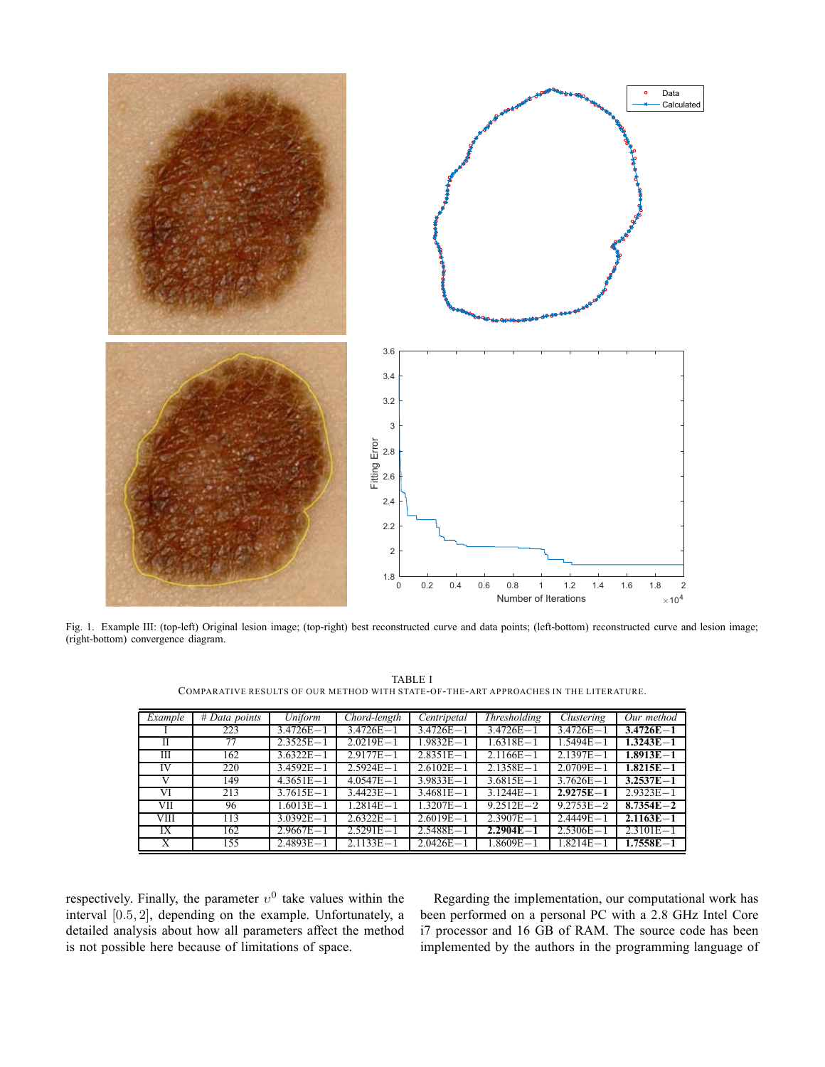Fig. 1. Example III: (top-left) Original lesion image; (top-right) best reconstructed curve and data points; (left-bottom) reconstructed curve and lesion image; (right-bottom) convergence diagram.

TABLE I
COMPARATIVE RESULTS OF OUR METHOD WITH STATE-OF-THE-ART APPROACHES IN THE LITERATURE.

| *Example* | *# Data points* | *Uniform* | *Chord-length* | *Centripetal* | *Thresholding* | *Clustering* | *Our method* |
|---|---|---|---|---|---|---|---|
| I | 223 | 3.4726E−1 | 3.4726E−1 | 3.4726E−1 | 3.4726E−1 | 3.4726E−1 | **3.4726E−1** |
| II | 77 | 2.3525E−1 | 2.0219E−1 | 1.9832E−1 | 1.6318E−1 | 1.5494E−1 | **1.3243E−1** |
| III | 162 | 3.6322E−1 | 2.9177E−1 | 2.8351E−1 | 2.1166E−1 | 2.1397E−1 | **1.8913E−1** |
| IV | 220 | 3.4592E−1 | 2.5924E−1 | 2.6102E−1 | 2.1358E−1 | 2.0709E−1 | **1.8215E−1** |
| V | 149 | 4.3651E−1 | 4.0547E−1 | 3.9833E−1 | 3.6815E−1 | 3.7626E−1 | **3.2537E−1** |
| VI | 213 | 3.7615E−1 | 3.4423E−1 | 3.4681E−1 | 3.1244E−1 | **2.9275E−1** | 2.9323E−1 |
| VII | 96 | 1.6013E−1 | 1.2814E−1 | 1.3207E−1 | 9.2512E−2 | 9.2753E−2 | **8.7354E−2** |
| VIII | 113 | 3.0392E−1 | 2.6322E−1 | 2.6019E−1 | 2.3907E−1 | 2.4449E−1 | **2.1163E−1** |
| IX | 162 | 2.9667E−1 | 2.5291E−1 | 2.5488E−1 | **2.2904E−1** | 2.5306E−1 | 2.3101E−1 |
| X | 155 | 2.4893E−1 | 2.1133E−1 | 2.0426E−1 | 1.8609E−1 | 1.8214E−1 | **1.7558E−1** |

respectively. Finally, the parameter $\upsilon^0$ take values within the interval $[0.5, 2]$, depending on the example. Unfortunately, a detailed analysis about how all parameters affect the method is not possible here because of limitations of space.

Regarding the implementation, our computational work has been performed on a personal PC with a 2.8 GHz Intel Core i7 processor and 16 GB of RAM. The source code has been implemented by the authors in the programming language of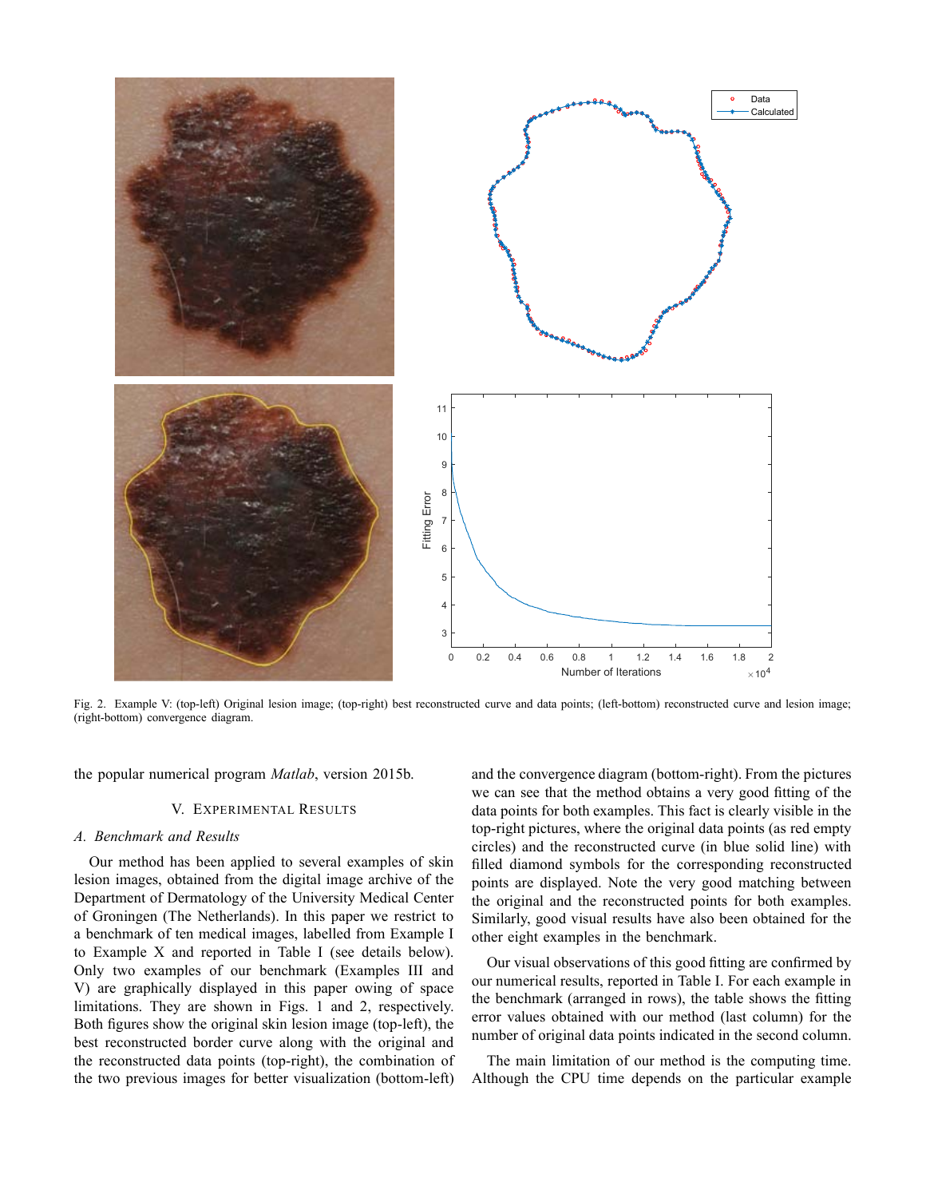Fig. 2. Example V: (top-left) Original lesion image; (top-right) best reconstructed curve and data points; (left-bottom) reconstructed curve and lesion image; (right-bottom) convergence diagram.

the popular numerical program *Matlab*, version 2015b.

## V. Experimental Results

### A. Benchmark and Results

Our method has been applied to several examples of skin lesion images, obtained from the digital image archive of the Department of Dermatology of the University Medical Center of Groningen (The Netherlands). In this paper we restrict to a benchmark of ten medical images, labelled from Example I to Example X and reported in Table I (see details below). Only two examples of our benchmark (Examples III and V) are graphically displayed in this paper owing of space limitations. They are shown in Figs. 1 and 2, respectively. Both figures show the original skin lesion image (top-left), the best reconstructed border curve along with the original and the reconstructed data points (top-right), the combination of the two previous images for better visualization (bottom-left) and the convergence diagram (bottom-right). From the pictures we can see that the method obtains a very good fitting of the data points for both examples. This fact is clearly visible in the top-right pictures, where the original data points (as red empty circles) and the reconstructed curve (in blue solid line) with filled diamond symbols for the corresponding reconstructed points are displayed. Note the very good matching between the original and the reconstructed points for both examples. Similarly, good visual results have also been obtained for the other eight examples in the benchmark.

Our visual observations of this good fitting are confirmed by our numerical results, reported in Table I. For each example in the benchmark (arranged in rows), the table shows the fitting error values obtained with our method (last column) for the number of original data points indicated in the second column.

The main limitation of our method is the computing time. Although the CPU time depends on the particular example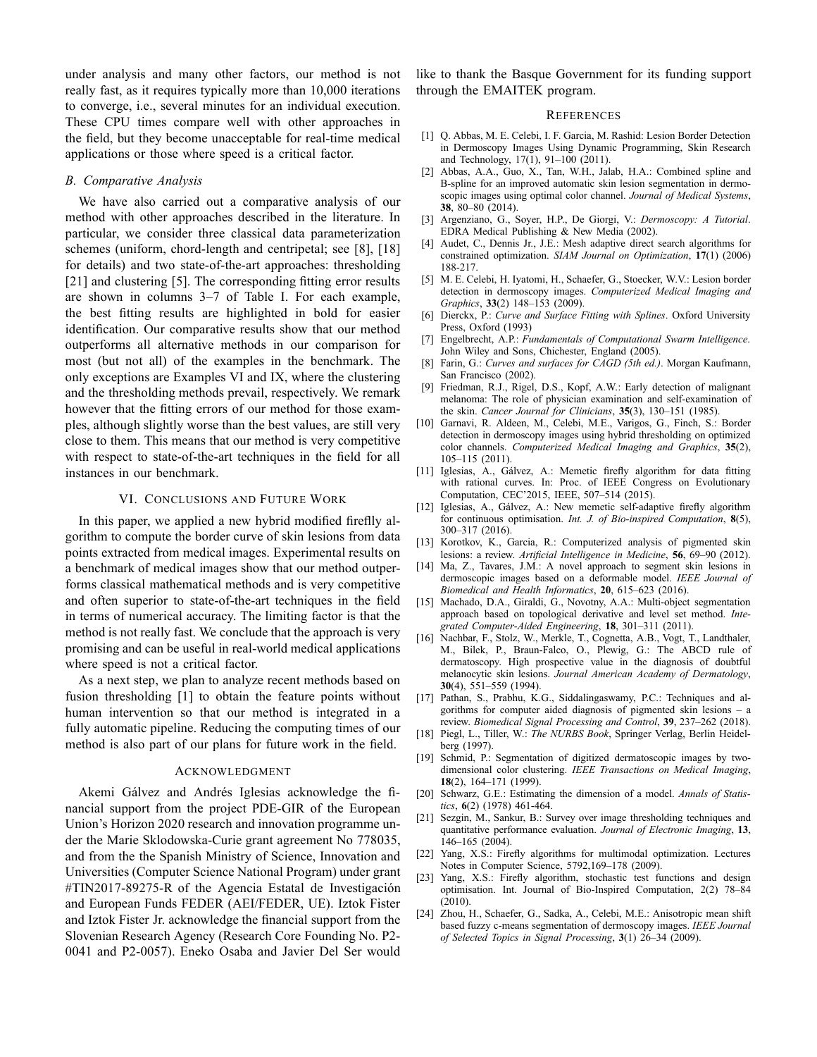under analysis and many other factors, our method is not really fast, as it requires typically more than 10,000 iterations to converge, i.e., several minutes for an individual execution. These CPU times compare well with other approaches in the field, but they become unacceptable for real-time medical applications or those where speed is a critical factor.

### B. Comparative Analysis

We have also carried out a comparative analysis of our method with other approaches described in the literature. In particular, we consider three classical data parameterization schemes (uniform, chord-length and centripetal; see [8], [18] for details) and two state-of-the-art approaches: thresholding [21] and clustering [5]. The corresponding fitting error results are shown in columns 3–7 of Table I. For each example, the best fitting results are highlighted in bold for easier identification. Our comparative results show that our method outperforms all alternative methods in our comparison for most (but not all) of the examples in the benchmark. The only exceptions are Examples VI and IX, where the clustering and the thresholding methods prevail, respectively. We remark however that the fitting errors of our method for those examples, although slightly worse than the best values, are still very close to them. This means that our method is very competitive with respect to state-of-the-art techniques in the field for all instances in our benchmark.

## VI. Conclusions and Future Work

In this paper, we applied a new hybrid modified firefly algorithm to compute the border curve of skin lesions from data points extracted from medical images. Experimental results on a benchmark of medical images show that our method outperforms classical mathematical methods and is very competitive and often superior to state-of-the-art techniques in the field in terms of numerical accuracy. The limiting factor is that the method is not really fast. We conclude that the approach is very promising and can be useful in real-world medical applications where speed is not a critical factor.

As a next step, we plan to analyze recent methods based on fusion thresholding [1] to obtain the feature points without human intervention so that our method is integrated in a fully automatic pipeline. Reducing the computing times of our method is also part of our plans for future work in the field.

## Acknowledgment

Akemi Gálvez and Andrés Iglesias acknowledge the financial support from the project PDE-GIR of the European Union's Horizon 2020 research and innovation programme under the Marie Sklodowska-Curie grant agreement No 778035, and from the the Spanish Ministry of Science, Innovation and Universities (Computer Science National Program) under grant #TIN2017-89275-R of the Agencia Estatal de Investigación and European Funds FEDER (AEI/FEDER, UE). Iztok Fister and Iztok Fister Jr. acknowledge the financial support from the Slovenian Research Agency (Research Core Founding No. P2-0041 and P2-0057). Eneko Osaba and Javier Del Ser would like to thank the Basque Government for its funding support through the EMAITEK program.

## References

[1] Q. Abbas, M. E. Celebi, I. F. Garcia, M. Rashid: Lesion Border Detection in Dermoscopy Images Using Dynamic Programming, Skin Research and Technology, 17(1), 91–100 (2011).

[2] Abbas, A.A., Guo, X., Tan, W.H., Jalab, H.A.: Combined spline and B-spline for an improved automatic skin lesion segmentation in dermoscopic images using optimal color channel. *Journal of Medical Systems*, **38**, 80–80 (2014).

[3] Argenziano, G., Soyer, H.P., De Giorgi, V.: *Dermoscopy: A Tutorial*. EDRA Medical Publishing & New Media (2002).

[4] Audet, C., Dennis Jr., J.E.: Mesh adaptive direct search algorithms for constrained optimization. *SIAM Journal on Optimization*, **17**(1) (2006) 188-217.

[5] M. E. Celebi, H. Iyatomi, H., Schaefer, G., Stoecker, W.V.: Lesion border detection in dermoscopy images. *Computerized Medical Imaging and Graphics*, **33**(2) 148–153 (2009).

[6] Dierckx, P.: *Curve and Surface Fitting with Splines*. Oxford University Press, Oxford (1993)

[7] Engelbrecht, A.P.: *Fundamentals of Computational Swarm Intelligence*. John Wiley and Sons, Chichester, England (2005).

[8] Farin, G.: *Curves and surfaces for CAGD (5th ed.)*. Morgan Kaufmann, San Francisco (2002).

[9] Friedman, R.J., Rigel, D.S., Kopf, A.W.: Early detection of malignant melanoma: The role of physician examination and self-examination of the skin. *Cancer Journal for Clinicians*, **35**(3), 130–151 (1985).

[10] Garnavi, R. Aldeen, M., Celebi, M.E., Varigos, G., Finch, S.: Border detection in dermoscopy images using hybrid thresholding on optimized color channels. *Computerized Medical Imaging and Graphics*, **35**(2), 105–115 (2011).

[11] Iglesias, A., Gálvez, A.: Memetic firefly algorithm for data fitting with rational curves. In: Proc. of IEEE Congress on Evolutionary Computation, CEC'2015, IEEE, 507–514 (2015).

[12] Iglesias, A., Gálvez, A.: New memetic self-adaptive firefly algorithm for continuous optimisation. *Int. J. of Bio-inspired Computation*, **8**(5), 300–317 (2016).

[13] Korotkov, K., Garcia, R.: Computerized analysis of pigmented skin lesions: a review. *Artificial Intelligence in Medicine*, **56**, 69–90 (2012).

[14] Ma, Z., Tavares, J.M.: A novel approach to segment skin lesions in dermoscopic images based on a deformable model. *IEEE Journal of Biomedical and Health Informatics*, **20**, 615–623 (2016).

[15] Machado, D.A., Giraldi, G., Novotny, A.A.: Multi-object segmentation approach based on topological derivative and level set method. *Integrated Computer-Aided Engineering*, **18**, 301–311 (2011).

[16] Nachbar, F., Stolz, W., Merkle, T., Cognetta, A.B., Vogt, T., Landthaler, M., Bilek, P., Braun-Falco, O., Plewig, G.: The ABCD rule of dermatoscopy. High prospective value in the diagnosis of doubtful melanocytic skin lesions. *Journal American Academy of Dermatology*, **30**(4), 551–559 (1994).

[17] Pathan, S., Prabhu, K.G., Siddalingaswamy, P.C.: Techniques and algorithms for computer aided diagnosis of pigmented skin lesions – a review. *Biomedical Signal Processing and Control*, **39**, 237–262 (2018).

[18] Piegl, L., Tiller, W.: *The NURBS Book*, Springer Verlag, Berlin Heidelberg (1997).

[19] Schmid, P.: Segmentation of digitized dermatoscopic images by two-dimensional color clustering. *IEEE Transactions on Medical Imaging*, **18**(2), 164–171 (1999).

[20] Schwarz, G.E.: Estimating the dimension of a model. *Annals of Statistics*, **6**(2) (1978) 461-464.

[21] Sezgin, M., Sankur, B.: Survey over image thresholding techniques and quantitative performance evaluation. *Journal of Electronic Imaging*, **13**, 146–165 (2004).

[22] Yang, X.S.: Firefly algorithms for multimodal optimization. Lectures Notes in Computer Science, 5792,169–178 (2009).

[23] Yang, X.S.: Firefly algorithm, stochastic test functions and design optimisation. Int. Journal of Bio-Inspired Computation, 2(2) 78–84 (2010).

[24] Zhou, H., Schaefer, G., Sadka, A., Celebi, M.E.: Anisotropic mean shift based fuzzy c-means segmentation of dermoscopy images. *IEEE Journal of Selected Topics in Signal Processing*, **3**(1) 26–34 (2009).